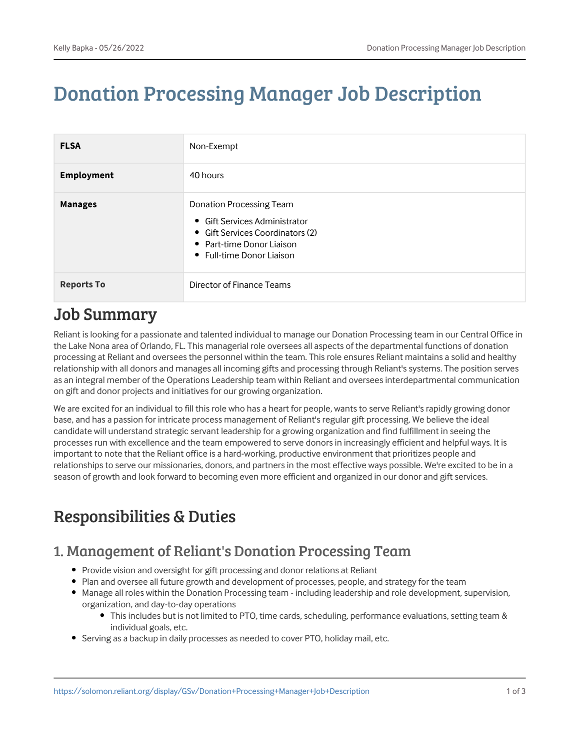# Donation Processing Manager Job Description

| | |
|---|---|
| **FLSA** | Non-Exempt |
| **Employment** | 40 hours |
| **Manages** | Donation Processing Team<br>• Gift Services Administrator<br>• Gift Services Coordinators (2)<br>• Part-time Donor Liaison<br>• Full-time Donor Liaison |
| **Reports To** | Director of Finance Teams |

## Job Summary

Reliant is looking for a passionate and talented individual to manage our Donation Processing team in our Central Office in the Lake Nona area of Orlando, FL. This managerial role oversees all aspects of the departmental functions of donation processing at Reliant and oversees the personnel within the team. This role ensures Reliant maintains a solid and healthy relationship with all donors and manages all incoming gifts and processing through Reliant's systems. The position serves as an integral member of the Operations Leadership team within Reliant and oversees interdepartmental communication on gift and donor projects and initiatives for our growing organization.

We are excited for an individual to fill this role who has a heart for people, wants to serve Reliant's rapidly growing donor base, and has a passion for intricate process management of Reliant's regular gift processing. We believe the ideal candidate will understand strategic servant leadership for a growing organization and find fulfillment in seeing the processes run with excellence and the team empowered to serve donors in increasingly efficient and helpful ways. It is important to note that the Reliant office is a hard-working, productive environment that prioritizes people and relationships to serve our missionaries, donors, and partners in the most effective ways possible. We're excited to be in a season of growth and look forward to becoming even more efficient and organized in our donor and gift services.

## Responsibilities & Duties

### 1. Management of Reliant's Donation Processing Team

- Provide vision and oversight for gift processing and donor relations at Reliant
- Plan and oversee all future growth and development of processes, people, and strategy for the team
- Manage all roles within the Donation Processing team - including leadership and role development, supervision, organization, and day-to-day operations
  - This includes but is not limited to PTO, time cards, scheduling, performance evaluations, setting team & individual goals, etc.
- Serving as a backup in daily processes as needed to cover PTO, holiday mail, etc.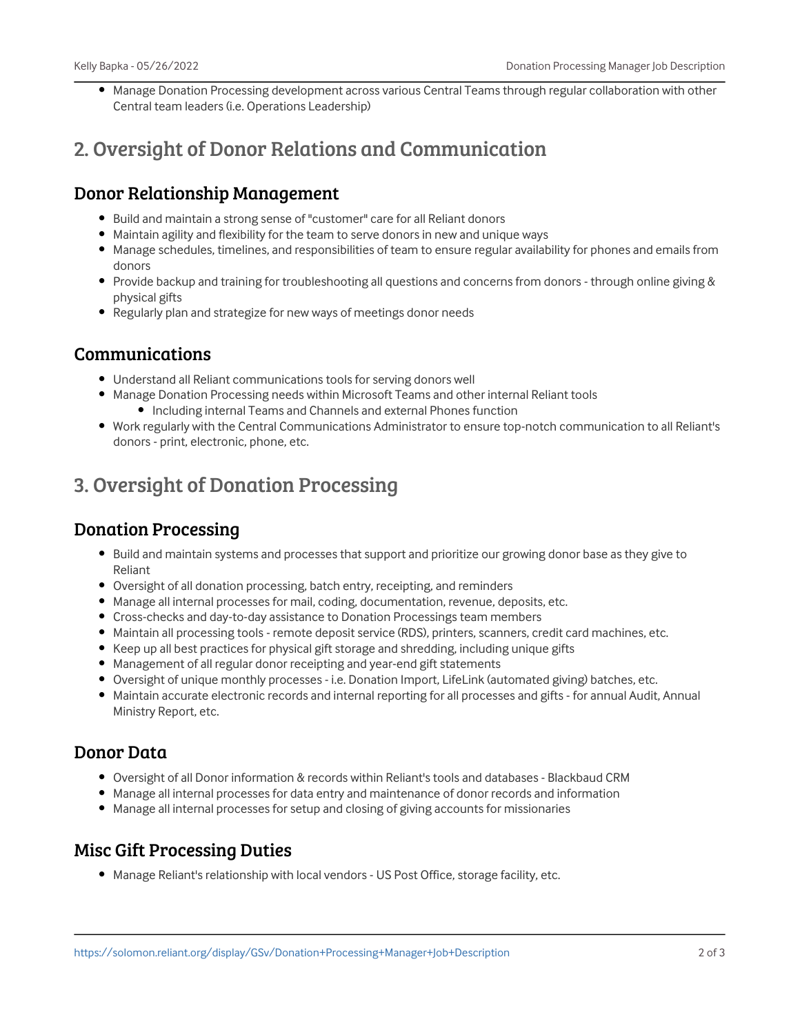- Manage Donation Processing development across various Central Teams through regular collaboration with other Central team leaders (i.e. Operations Leadership)

## 2. Oversight of Donor Relations and Communication

### Donor Relationship Management

- Build and maintain a strong sense of "customer" care for all Reliant donors
- Maintain agility and flexibility for the team to serve donors in new and unique ways
- Manage schedules, timelines, and responsibilities of team to ensure regular availability for phones and emails from donors
- Provide backup and training for troubleshooting all questions and concerns from donors - through online giving & physical gifts
- Regularly plan and strategize for new ways of meetings donor needs

### Communications

- Understand all Reliant communications tools for serving donors well
- Manage Donation Processing needs within Microsoft Teams and other internal Reliant tools
  - Including internal Teams and Channels and external Phones function
- Work regularly with the Central Communications Administrator to ensure top-notch communication to all Reliant's donors - print, electronic, phone, etc.

## 3. Oversight of Donation Processing

### Donation Processing

- Build and maintain systems and processes that support and prioritize our growing donor base as they give to Reliant
- Oversight of all donation processing, batch entry, receipting, and reminders
- Manage all internal processes for mail, coding, documentation, revenue, deposits, etc.
- Cross-checks and day-to-day assistance to Donation Processings team members
- Maintain all processing tools - remote deposit service (RDS), printers, scanners, credit card machines, etc.
- Keep up all best practices for physical gift storage and shredding, including unique gifts
- Management of all regular donor receipting and year-end gift statements
- Oversight of unique monthly processes - i.e. Donation Import, LifeLink (automated giving) batches, etc.
- Maintain accurate electronic records and internal reporting for all processes and gifts - for annual Audit, Annual Ministry Report, etc.

### Donor Data

- Oversight of all Donor information & records within Reliant's tools and databases - Blackbaud CRM
- Manage all internal processes for data entry and maintenance of donor records and information
- Manage all internal processes for setup and closing of giving accounts for missionaries

### Misc Gift Processing Duties

- Manage Reliant's relationship with local vendors - US Post Office, storage facility, etc.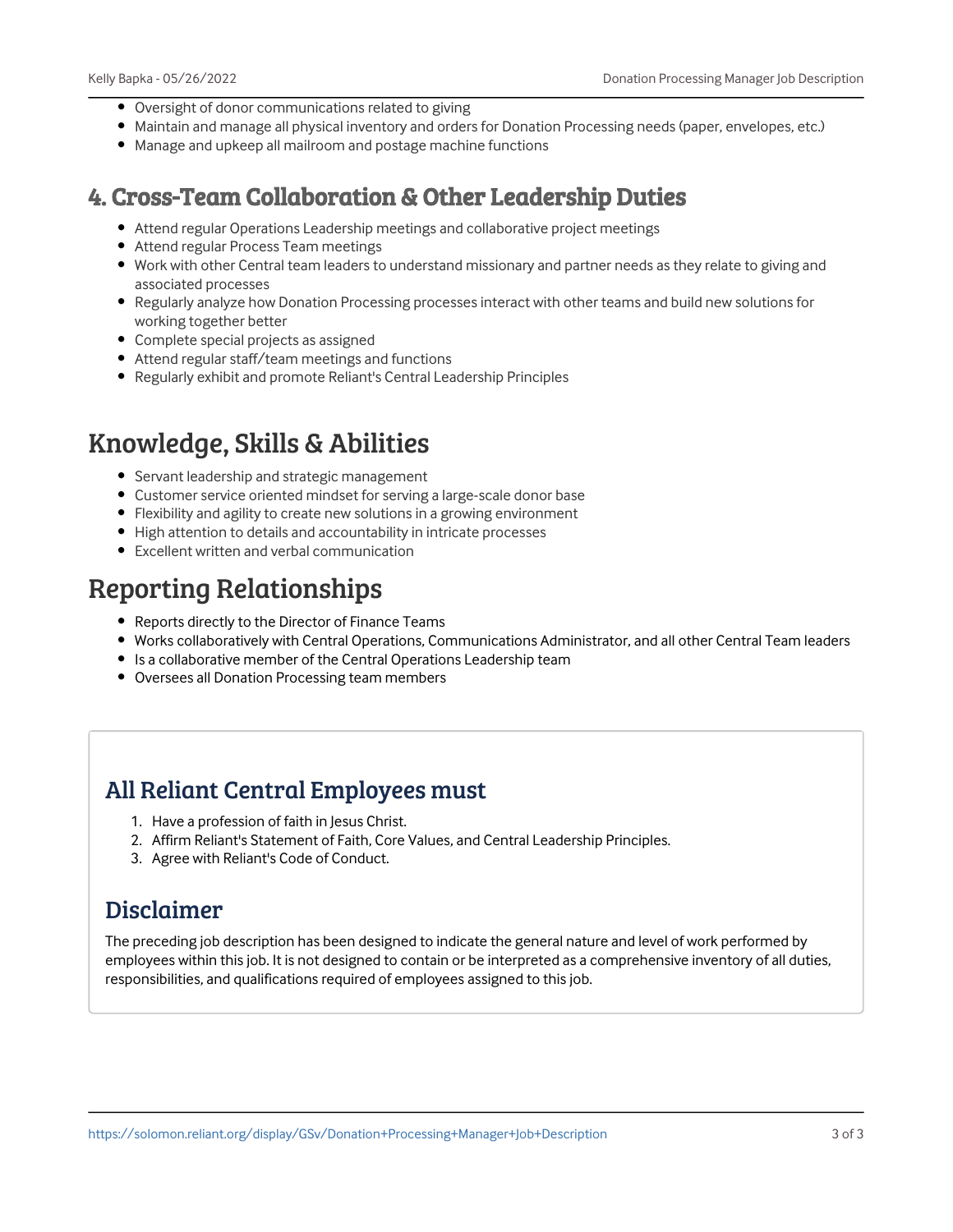- Oversight of donor communications related to giving
- Maintain and manage all physical inventory and orders for Donation Processing needs (paper, envelopes, etc.)
- Manage and upkeep all mailroom and postage machine functions

### 4. Cross-Team Collaboration & Other Leadership Duties

- Attend regular Operations Leadership meetings and collaborative project meetings
- Attend regular Process Team meetings
- Work with other Central team leaders to understand missionary and partner needs as they relate to giving and associated processes
- Regularly analyze how Donation Processing processes interact with other teams and build new solutions for working together better
- Complete special projects as assigned
- Attend regular staff/team meetings and functions
- Regularly exhibit and promote Reliant's Central Leadership Principles

## Knowledge, Skills & Abilities

- Servant leadership and strategic management
- Customer service oriented mindset for serving a large-scale donor base
- Flexibility and agility to create new solutions in a growing environment
- High attention to details and accountability in intricate processes
- Excellent written and verbal communication

## Reporting Relationships

- Reports directly to the Director of Finance Teams
- Works collaboratively with Central Operations, Communications Administrator, and all other Central Team leaders
- Is a collaborative member of the Central Operations Leadership team
- Oversees all Donation Processing team members

### All Reliant Central Employees must

1. Have a profession of faith in Jesus Christ.
2. Affirm Reliant's Statement of Faith, Core Values, and Central Leadership Principles.
3. Agree with Reliant's Code of Conduct.

### Disclaimer

The preceding job description has been designed to indicate the general nature and level of work performed by employees within this job. It is not designed to contain or be interpreted as a comprehensive inventory of all duties, responsibilities, and qualifications required of employees assigned to this job.